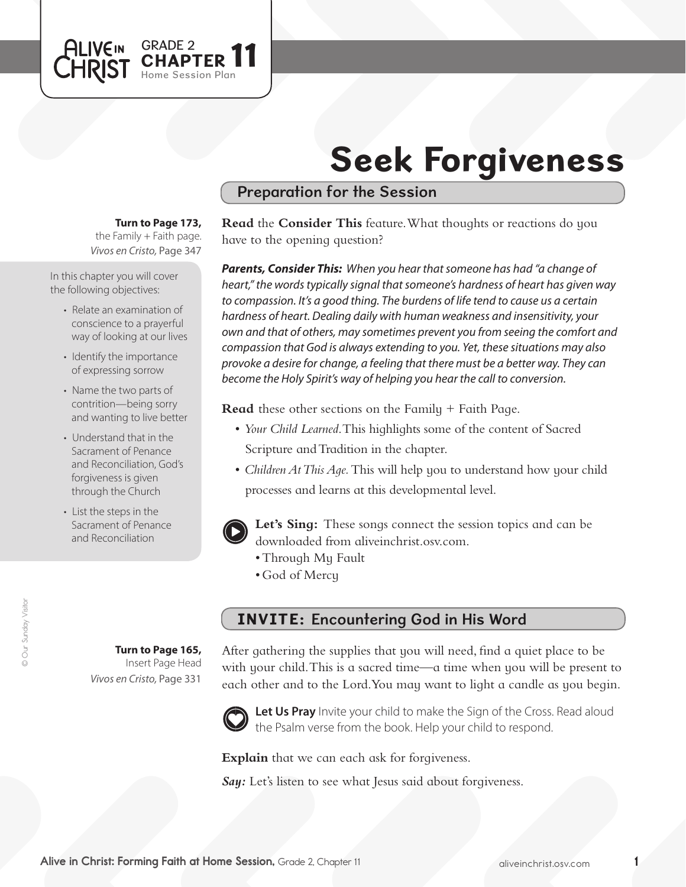ALIVE IN CHRIST GRADE 2 CHAPTER 11 Home Session Plan

# Seek Forgiveness

## Preparation for the Session

**Turn to Page 173,** the Family + Faith page. *Vivos en Cristo,* Page 347

In this chapter you will cover the following objectives:

- Relate an examination of conscience to a prayerful way of looking at our lives
- Identify the importance of expressing sorrow
- Name the two parts of contrition—being sorry and wanting to live better
- Understand that in the Sacrament of Penance and Reconciliation, God's forgiveness is given through the Church
- List the steps in the Sacrament of Penance and Reconciliation

**Read** the **Consider This** feature. What thoughts or reactions do you have to the opening question?

***Parents, Consider This:*** *When you hear that someone has had "a change of heart," the words typically signal that someone's hardness of heart has given way to compassion. It's a good thing. The burdens of life tend to cause us a certain hardness of heart. Dealing daily with human weakness and insensitivity, your own and that of others, may sometimes prevent you from seeing the comfort and compassion that God is always extending to you. Yet, these situations may also provoke a desire for change, a feeling that there must be a better way. They can become the Holy Spirit's way of helping you hear the call to conversion.*

**Read** these other sections on the Family + Faith Page.

- *Your Child Learned.* This highlights some of the content of Sacred Scripture and Tradition in the chapter.
- *Children At This Age.* This will help you to understand how your child processes and learns at this developmental level.

**Let's Sing:** These songs connect the session topics and can be downloaded from aliveinchrist.osv.com.

- Through My Fault
- God of Mercy

## INVITE: Encountering God in His Word

**Turn to Page 165,** Insert Page Head *Vivos en Cristo,* Page 331

After gathering the supplies that you will need, find a quiet place to be with your child. This is a sacred time—a time when you will be present to each other and to the Lord. You may want to light a candle as you begin.

**Let Us Pray** Invite your child to make the Sign of the Cross. Read aloud the Psalm verse from the book. Help your child to respond.

**Explain** that we can each ask for forgiveness.

***Say:*** Let's listen to see what Jesus said about forgiveness.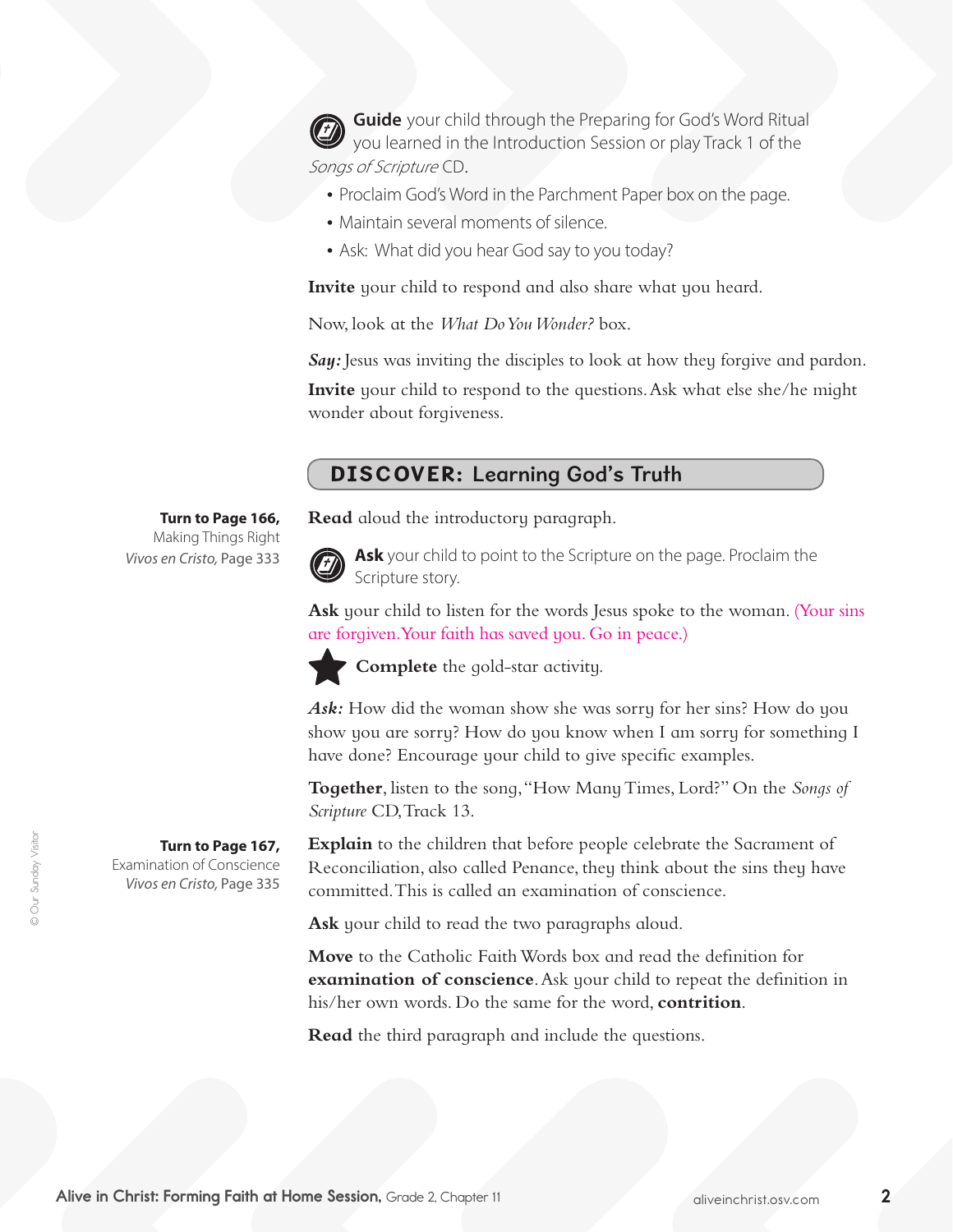**Guide** your child through the Preparing for God's Word Ritual you learned in the Introduction Session or play Track 1 of the *Songs of Scripture* CD.

- Proclaim God's Word in the Parchment Paper box on the page.
- Maintain several moments of silence.
- Ask: What did you hear God say to you today?

**Invite** your child to respond and also share what you heard.

Now, look at the *What Do You Wonder?* box.

***Say:*** Jesus was inviting the disciples to look at how they forgive and pardon.

**Invite** your child to respond to the questions. Ask what else she/he might wonder about forgiveness.

## DISCOVER: Learning God's Truth

**Turn to Page 166,**
Making Things Right
*Vivos en Cristo,* Page 333

**Read** aloud the introductory paragraph.

**Ask** your child to point to the Scripture on the page. Proclaim the Scripture story.

**Ask** your child to listen for the words Jesus spoke to the woman. (Your sins are forgiven. Your faith has saved you. Go in peace.)

**Complete** the gold-star activity.

***Ask:*** How did the woman show she was sorry for her sins? How do you show you are sorry? How do you know when I am sorry for something I have done? Encourage your child to give specific examples.

**Together**, listen to the song, "How Many Times, Lord?" On the *Songs of Scripture* CD, Track 13.

**Turn to Page 167,**
Examination of Conscience
*Vivos en Cristo,* Page 335

**Explain** to the children that before people celebrate the Sacrament of Reconciliation, also called Penance, they think about the sins they have committed. This is called an examination of conscience.

**Ask** your child to read the two paragraphs aloud.

**Move** to the Catholic Faith Words box and read the definition for **examination of conscience**. Ask your child to repeat the definition in his/her own words. Do the same for the word, **contrition**.

**Read** the third paragraph and include the questions.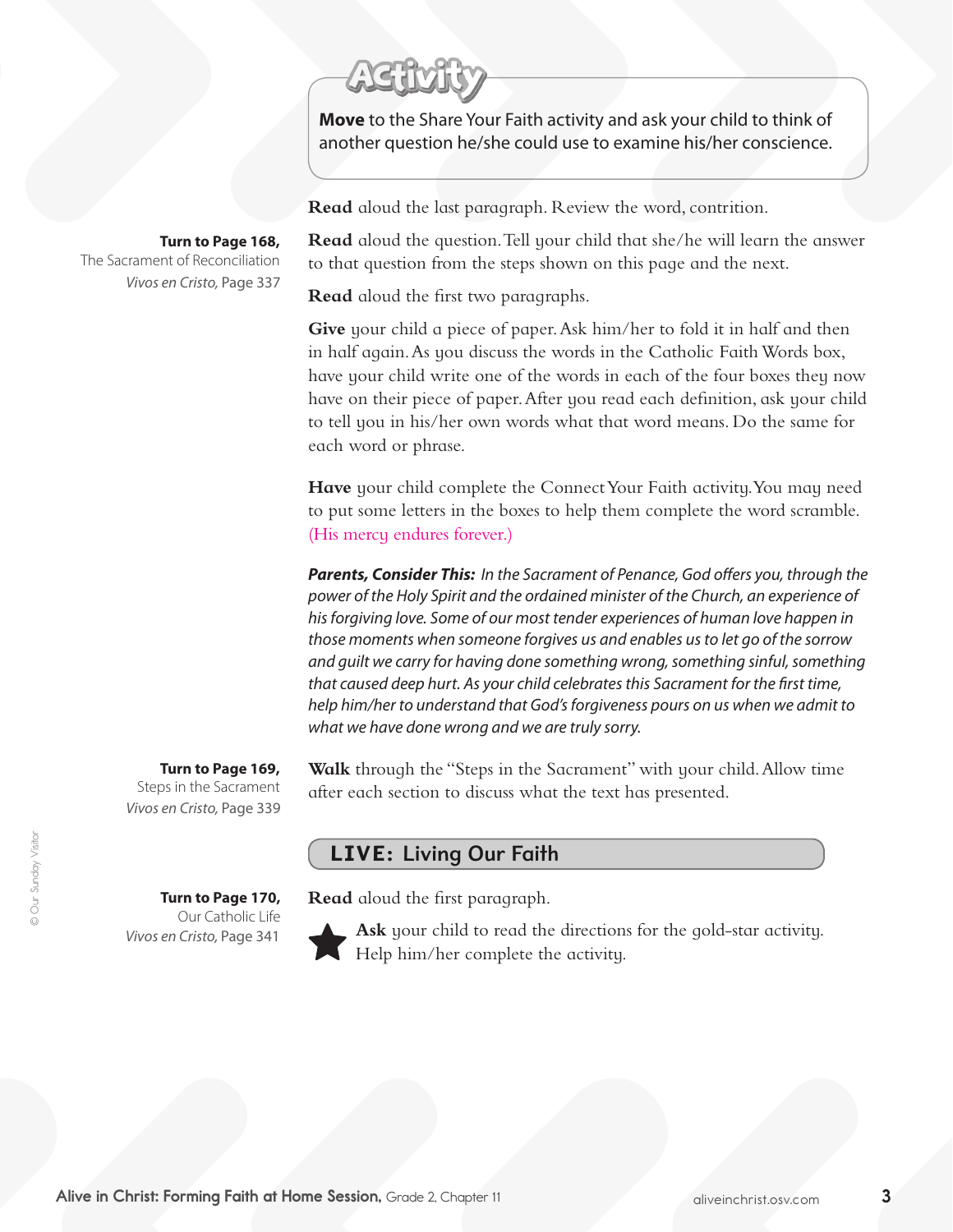## Activity

**Move** to the Share Your Faith activity and ask your child to think of another question he/she could use to examine his/her conscience.

**Read** aloud the last paragraph. Review the word, contrition.

**Turn to Page 168,**
The Sacrament of Reconciliation
*Vivos en Cristo,* Page 337

**Read** aloud the question. Tell your child that she/he will learn the answer to that question from the steps shown on this page and the next.

**Read** aloud the first two paragraphs.

**Give** your child a piece of paper. Ask him/her to fold it in half and then in half again. As you discuss the words in the Catholic Faith Words box, have your child write one of the words in each of the four boxes they now have on their piece of paper. After you read each definition, ask your child to tell you in his/her own words what that word means. Do the same for each word or phrase.

**Have** your child complete the Connect Your Faith activity. You may need to put some letters in the boxes to help them complete the word scramble. (His mercy endures forever.)

***Parents, Consider This:*** *In the Sacrament of Penance, God offers you, through the power of the Holy Spirit and the ordained minister of the Church, an experience of his forgiving love. Some of our most tender experiences of human love happen in those moments when someone forgives us and enables us to let go of the sorrow and guilt we carry for having done something wrong, something sinful, something that caused deep hurt. As your child celebrates this Sacrament for the first time, help him/her to understand that God's forgiveness pours on us when we admit to what we have done wrong and we are truly sorry.*

**Turn to Page 169,**
Steps in the Sacrament
*Vivos en Cristo,* Page 339

**Walk** through the "Steps in the Sacrament" with your child. Allow time after each section to discuss what the text has presented.

## LIVE: Living Our Faith

**Turn to Page 170,**
Our Catholic Life
*Vivos en Cristo,* Page 341

**Read** aloud the first paragraph.

★ **Ask** your child to read the directions for the gold-star activity. Help him/her complete the activity.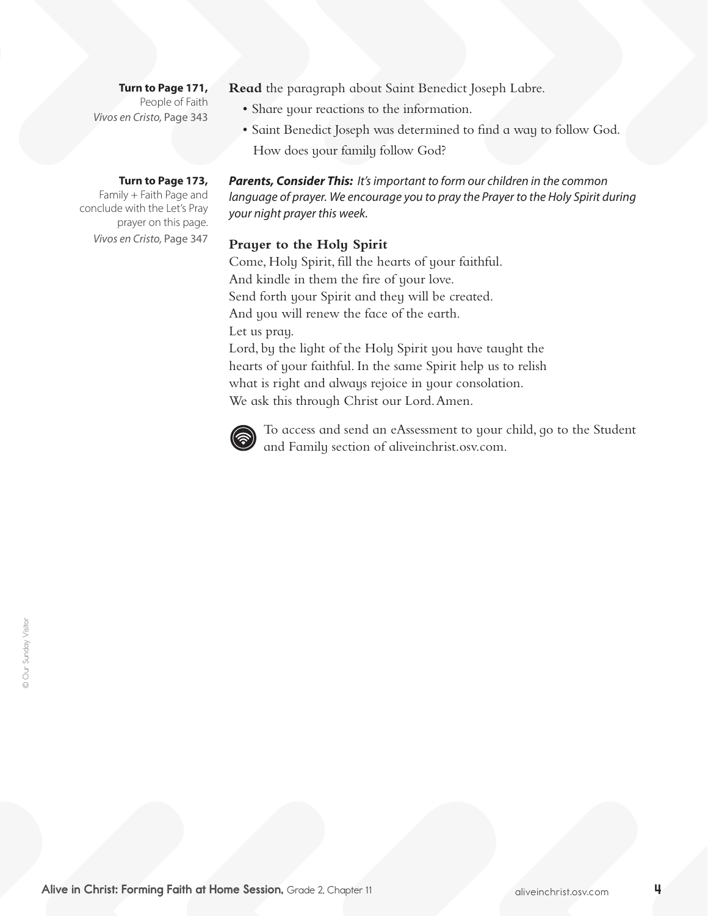**Turn to Page 171,**
People of Faith
*Vivos en Cristo,* Page 343

**Read** the paragraph about Saint Benedict Joseph Labre.

- Share your reactions to the information.
- Saint Benedict Joseph was determined to find a way to follow God. How does your family follow God?

**Turn to Page 173,**
Family + Faith Page and conclude with the Let's Pray prayer on this page.
*Vivos en Cristo,* Page 347

***Parents, Consider This:*** *It's important to form our children in the common language of prayer. We encourage you to pray the Prayer to the Holy Spirit during your night prayer this week.*

**Prayer to the Holy Spirit**

Come, Holy Spirit, fill the hearts of your faithful.
And kindle in them the fire of your love.
Send forth your Spirit and they will be created.
And you will renew the face of the earth.
Let us pray.
Lord, by the light of the Holy Spirit you have taught the hearts of your faithful. In the same Spirit help us to relish what is right and always rejoice in your consolation.
We ask this through Christ our Lord. Amen.

To access and send an eAssessment to your child, go to the Student and Family section of aliveinchrist.osv.com.